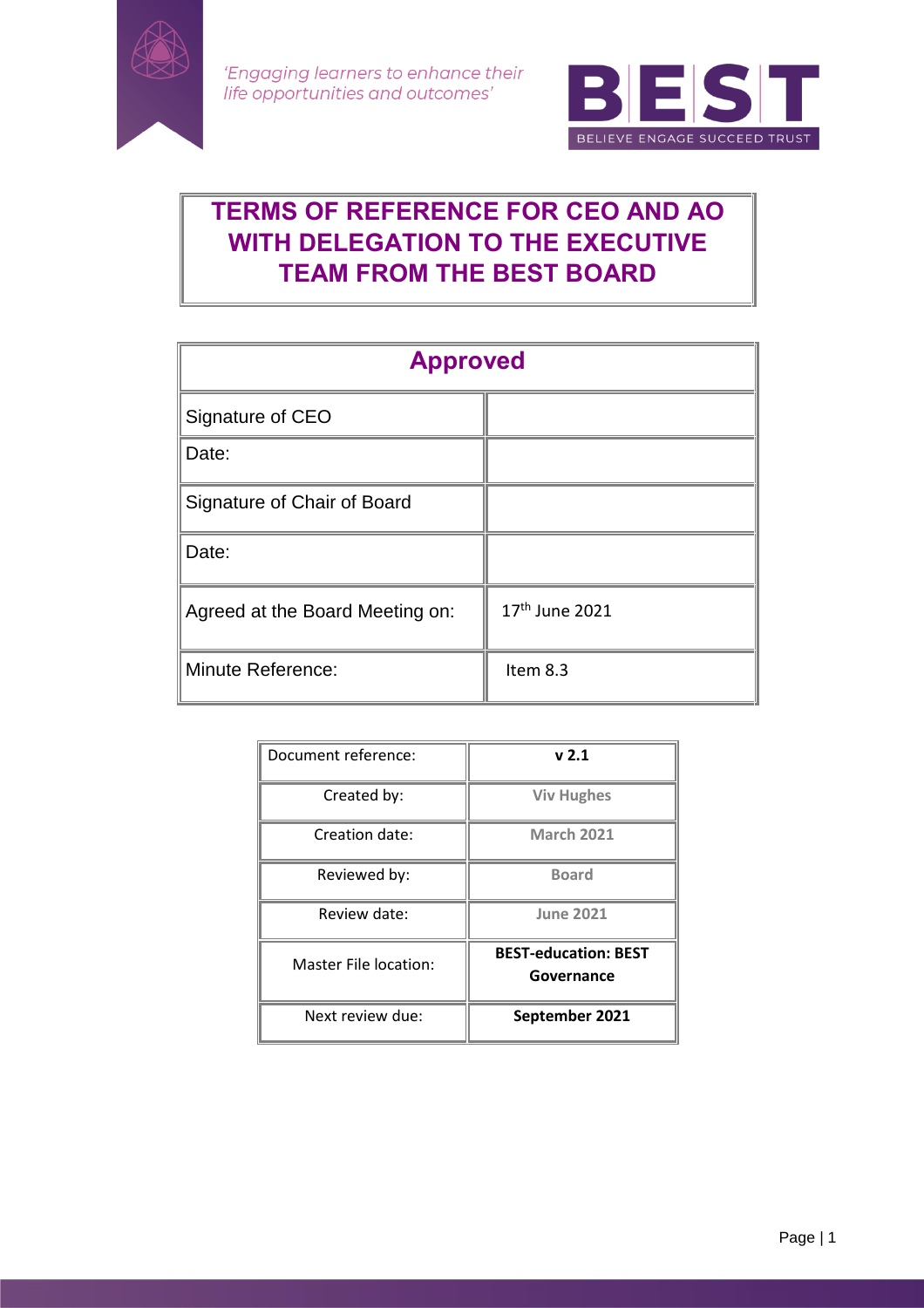*'Engaging learners to enhance their life opportunities and outcomes'*

**BEST**
BELIEVE ENGAGE SUCCEED TRUST

# TERMS OF REFERENCE FOR CEO AND AO WITH DELEGATION TO THE EXECUTIVE TEAM FROM THE BEST BOARD

| Approved | |
|---|---|
| Signature of CEO | |
| Date: | |
| Signature of Chair of Board | |
| Date: | |
| Agreed at the Board Meeting on: | 17th June 2021 |
| Minute Reference: | Item 8.3 |

| Document reference: | **v 2.1** |
|---|---|
| Created by: | **Viv Hughes** |
| Creation date: | **March 2021** |
| Reviewed by: | **Board** |
| Review date: | **June 2021** |
| Master File location: | **BEST-education: BEST Governance** |
| Next review due: | **September 2021** |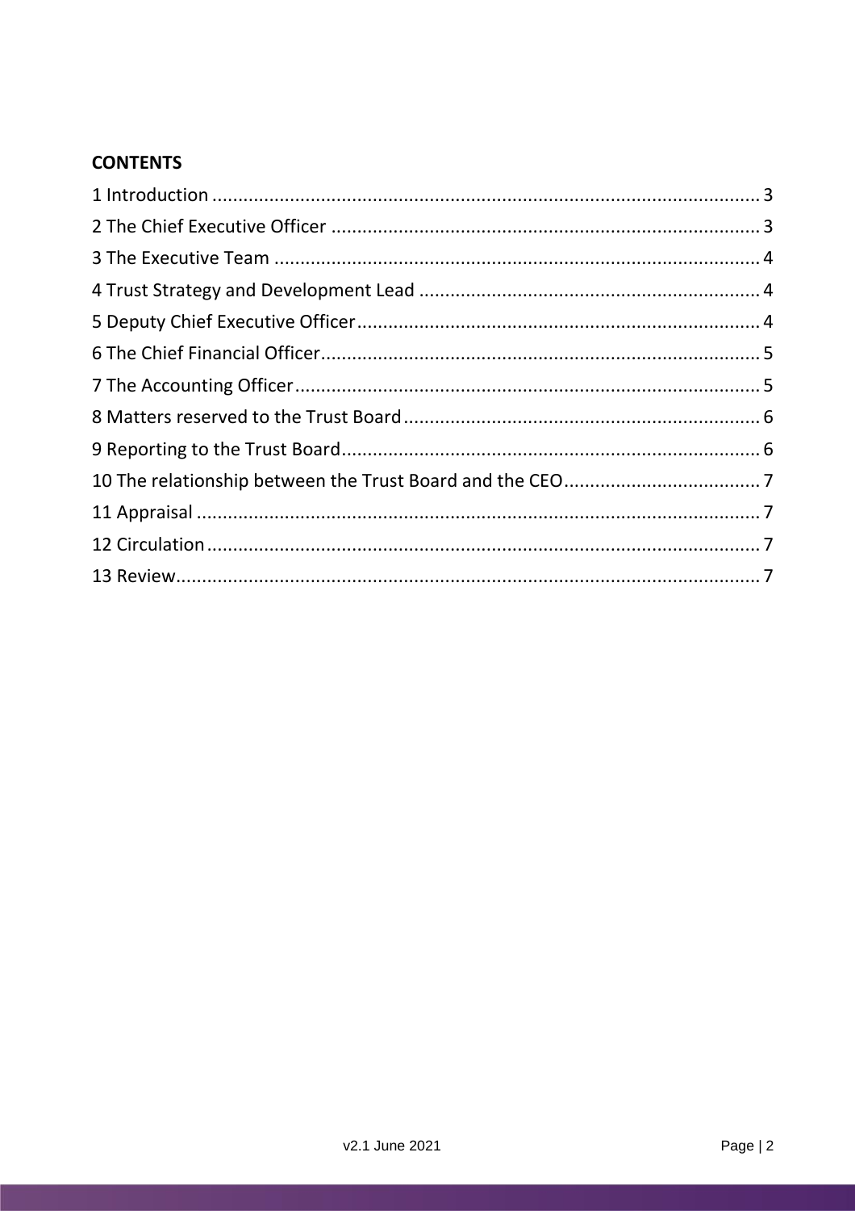**CONTENTS**

1 Introduction ........................................................................................................ 3
2 The Chief Executive Officer ................................................................................ 3
3 The Executive Team ........................................................................................... 4
4 Trust Strategy and Development Lead ............................................................... 4
5 Deputy Chief Executive Officer ........................................................................... 4
6 The Chief Financial Officer .................................................................................. 5
7 The Accounting Officer ....................................................................................... 5
8 Matters reserved to the Trust Board ................................................................... 6
9 Reporting to the Trust Board ............................................................................... 6
10 The relationship between the Trust Board and the CEO .................................... 7
11 Appraisal ........................................................................................................... 7
12 Circulation ......................................................................................................... 7
13 Review ............................................................................................................... 7

v2.1 June 2021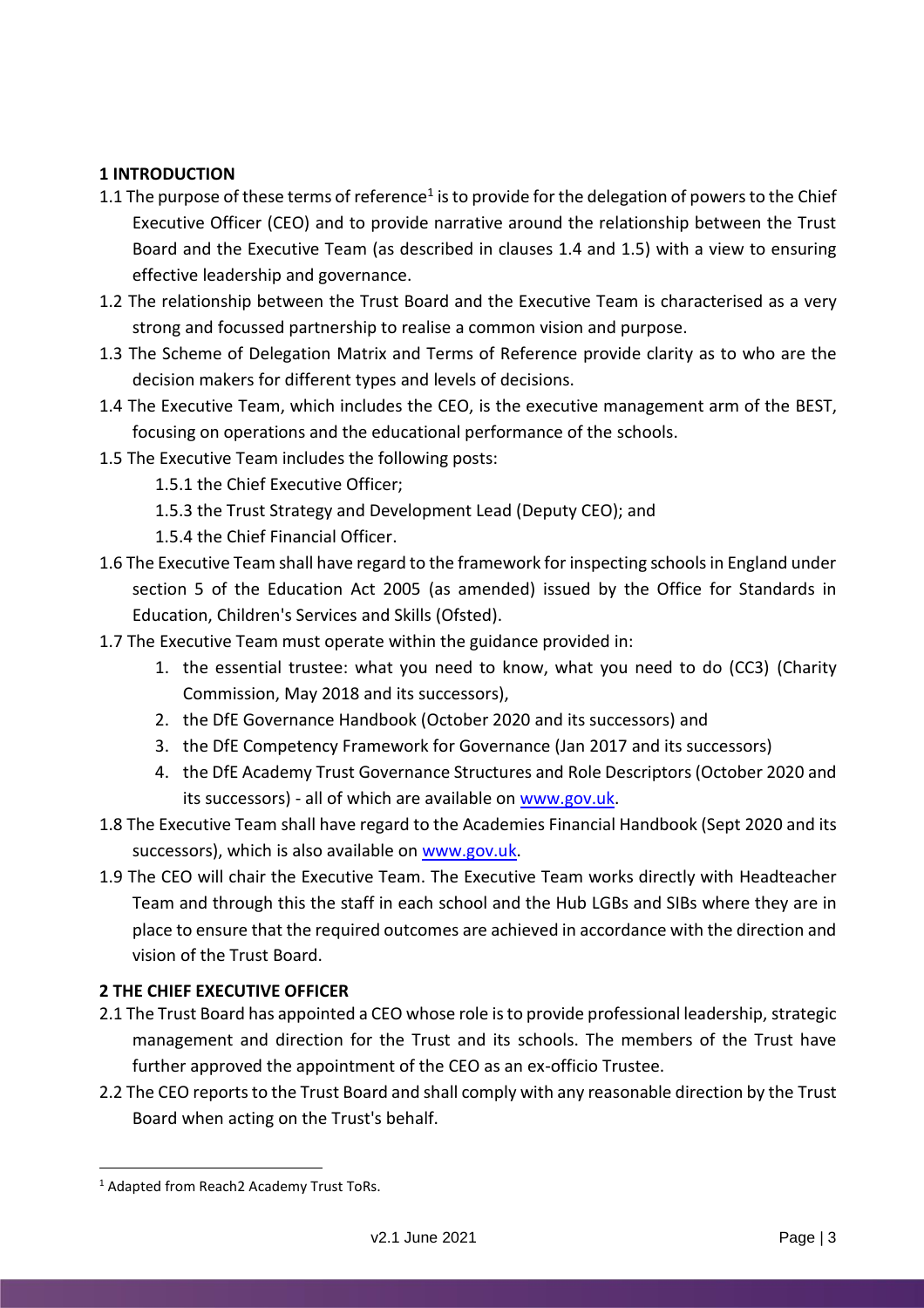## 1 INTRODUCTION

1.1 The purpose of these terms of reference[1] is to provide for the delegation of powers to the Chief Executive Officer (CEO) and to provide narrative around the relationship between the Trust Board and the Executive Team (as described in clauses 1.4 and 1.5) with a view to ensuring effective leadership and governance.

1.2 The relationship between the Trust Board and the Executive Team is characterised as a very strong and focussed partnership to realise a common vision and purpose.

1.3 The Scheme of Delegation Matrix and Terms of Reference provide clarity as to who are the decision makers for different types and levels of decisions.

1.4 The Executive Team, which includes the CEO, is the executive management arm of the BEST, focusing on operations and the educational performance of the schools.

1.5 The Executive Team includes the following posts:

1.5.1 the Chief Executive Officer;

1.5.3 the Trust Strategy and Development Lead (Deputy CEO); and

1.5.4 the Chief Financial Officer.

1.6 The Executive Team shall have regard to the framework for inspecting schools in England under section 5 of the Education Act 2005 (as amended) issued by the Office for Standards in Education, Children's Services and Skills (Ofsted).

1.7 The Executive Team must operate within the guidance provided in:

1. the essential trustee: what you need to know, what you need to do (CC3) (Charity Commission, May 2018 and its successors),
2. the DfE Governance Handbook (October 2020 and its successors) and
3. the DfE Competency Framework for Governance (Jan 2017 and its successors)
4. the DfE Academy Trust Governance Structures and Role Descriptors (October 2020 and its successors) - all of which are available on www.gov.uk.

1.8 The Executive Team shall have regard to the Academies Financial Handbook (Sept 2020 and its successors), which is also available on www.gov.uk.

1.9 The CEO will chair the Executive Team. The Executive Team works directly with Headteacher Team and through this the staff in each school and the Hub LGBs and SIBs where they are in place to ensure that the required outcomes are achieved in accordance with the direction and vision of the Trust Board.

## 2 THE CHIEF EXECUTIVE OFFICER

2.1 The Trust Board has appointed a CEO whose role is to provide professional leadership, strategic management and direction for the Trust and its schools. The members of the Trust have further approved the appointment of the CEO as an ex-officio Trustee.

2.2 The CEO reports to the Trust Board and shall comply with any reasonable direction by the Trust Board when acting on the Trust's behalf.

[1] Adapted from Reach2 Academy Trust ToRs.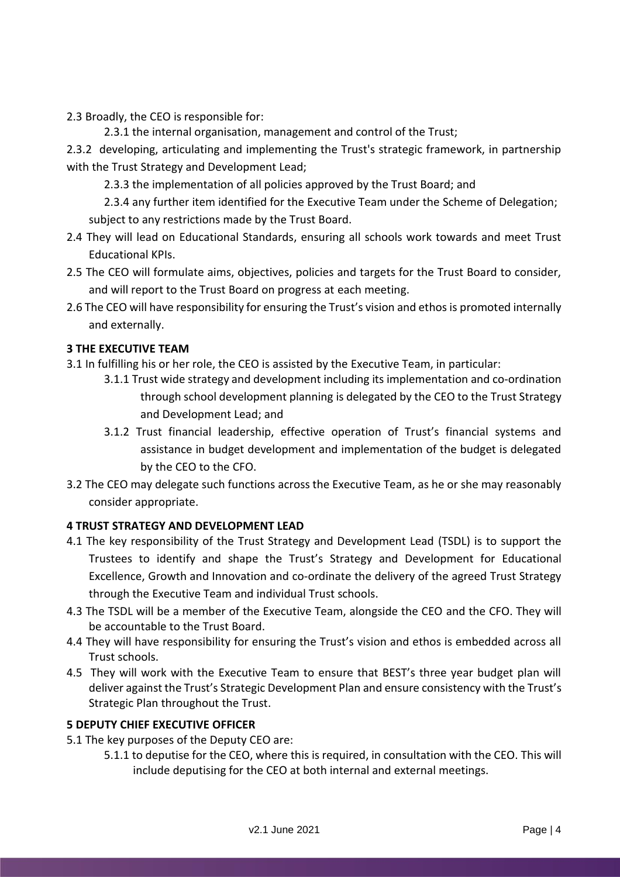2.3 Broadly, the CEO is responsible for:

2.3.1 the internal organisation, management and control of the Trust;

2.3.2 developing, articulating and implementing the Trust's strategic framework, in partnership with the Trust Strategy and Development Lead;

2.3.3 the implementation of all policies approved by the Trust Board; and

2.3.4 any further item identified for the Executive Team under the Scheme of Delegation; subject to any restrictions made by the Trust Board.

2.4 They will lead on Educational Standards, ensuring all schools work towards and meet Trust Educational KPIs.

2.5 The CEO will formulate aims, objectives, policies and targets for the Trust Board to consider, and will report to the Trust Board on progress at each meeting.

2.6 The CEO will have responsibility for ensuring the Trust's vision and ethos is promoted internally and externally.

**3 THE EXECUTIVE TEAM**

3.1 In fulfilling his or her role, the CEO is assisted by the Executive Team, in particular:

3.1.1 Trust wide strategy and development including its implementation and co-ordination through school development planning is delegated by the CEO to the Trust Strategy and Development Lead; and

3.1.2 Trust financial leadership, effective operation of Trust's financial systems and assistance in budget development and implementation of the budget is delegated by the CEO to the CFO.

3.2 The CEO may delegate such functions across the Executive Team, as he or she may reasonably consider appropriate.

**4 TRUST STRATEGY AND DEVELOPMENT LEAD**

4.1 The key responsibility of the Trust Strategy and Development Lead (TSDL) is to support the Trustees to identify and shape the Trust's Strategy and Development for Educational Excellence, Growth and Innovation and co-ordinate the delivery of the agreed Trust Strategy through the Executive Team and individual Trust schools.

4.3 The TSDL will be a member of the Executive Team, alongside the CEO and the CFO. They will be accountable to the Trust Board.

4.4 They will have responsibility for ensuring the Trust's vision and ethos is embedded across all Trust schools.

4.5 They will work with the Executive Team to ensure that BEST's three year budget plan will deliver against the Trust's Strategic Development Plan and ensure consistency with the Trust's Strategic Plan throughout the Trust.

**5 DEPUTY CHIEF EXECUTIVE OFFICER**

5.1 The key purposes of the Deputy CEO are:

5.1.1 to deputise for the CEO, where this is required, in consultation with the CEO. This will include deputising for the CEO at both internal and external meetings.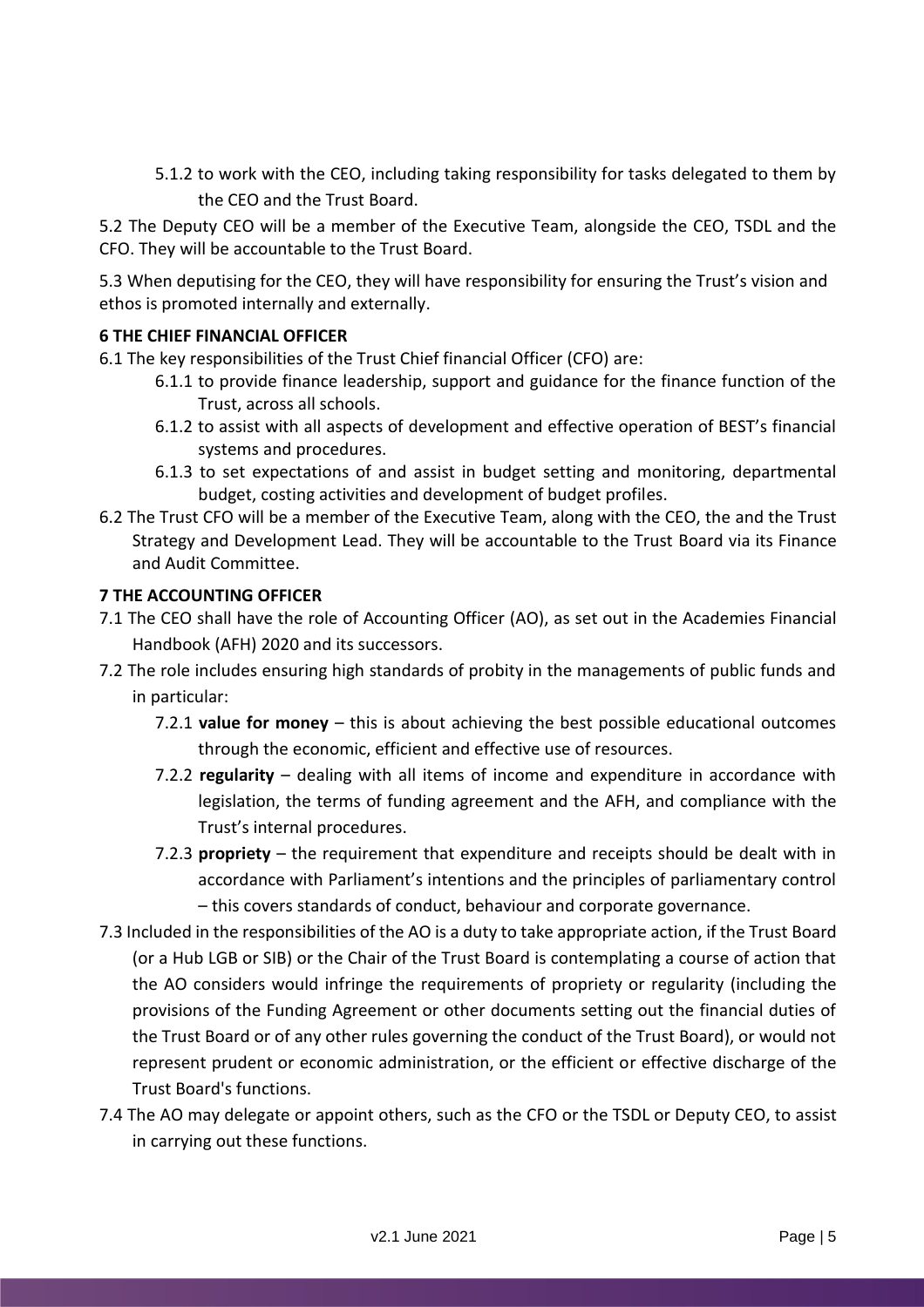5.1.2 to work with the CEO, including taking responsibility for tasks delegated to them by the CEO and the Trust Board.

5.2 The Deputy CEO will be a member of the Executive Team, alongside the CEO, TSDL and the CFO. They will be accountable to the Trust Board.

5.3 When deputising for the CEO, they will have responsibility for ensuring the Trust's vision and ethos is promoted internally and externally.

**6 THE CHIEF FINANCIAL OFFICER**

6.1 The key responsibilities of the Trust Chief financial Officer (CFO) are:

- 6.1.1 to provide finance leadership, support and guidance for the finance function of the Trust, across all schools.
- 6.1.2 to assist with all aspects of development and effective operation of BEST's financial systems and procedures.
- 6.1.3 to set expectations of and assist in budget setting and monitoring, departmental budget, costing activities and development of budget profiles.

6.2 The Trust CFO will be a member of the Executive Team, along with the CEO, the and the Trust Strategy and Development Lead. They will be accountable to the Trust Board via its Finance and Audit Committee.

**7 THE ACCOUNTING OFFICER**

7.1 The CEO shall have the role of Accounting Officer (AO), as set out in the Academies Financial Handbook (AFH) 2020 and its successors.

7.2 The role includes ensuring high standards of probity in the managements of public funds and in particular:

- 7.2.1 **value for money** – this is about achieving the best possible educational outcomes through the economic, efficient and effective use of resources.
- 7.2.2 **regularity** – dealing with all items of income and expenditure in accordance with legislation, the terms of funding agreement and the AFH, and compliance with the Trust's internal procedures.
- 7.2.3 **propriety** – the requirement that expenditure and receipts should be dealt with in accordance with Parliament's intentions and the principles of parliamentary control – this covers standards of conduct, behaviour and corporate governance.

7.3 Included in the responsibilities of the AO is a duty to take appropriate action, if the Trust Board (or a Hub LGB or SIB) or the Chair of the Trust Board is contemplating a course of action that the AO considers would infringe the requirements of propriety or regularity (including the provisions of the Funding Agreement or other documents setting out the financial duties of the Trust Board or of any other rules governing the conduct of the Trust Board), or would not represent prudent or economic administration, or the efficient or effective discharge of the Trust Board's functions.

7.4 The AO may delegate or appoint others, such as the CFO or the TSDL or Deputy CEO, to assist in carrying out these functions.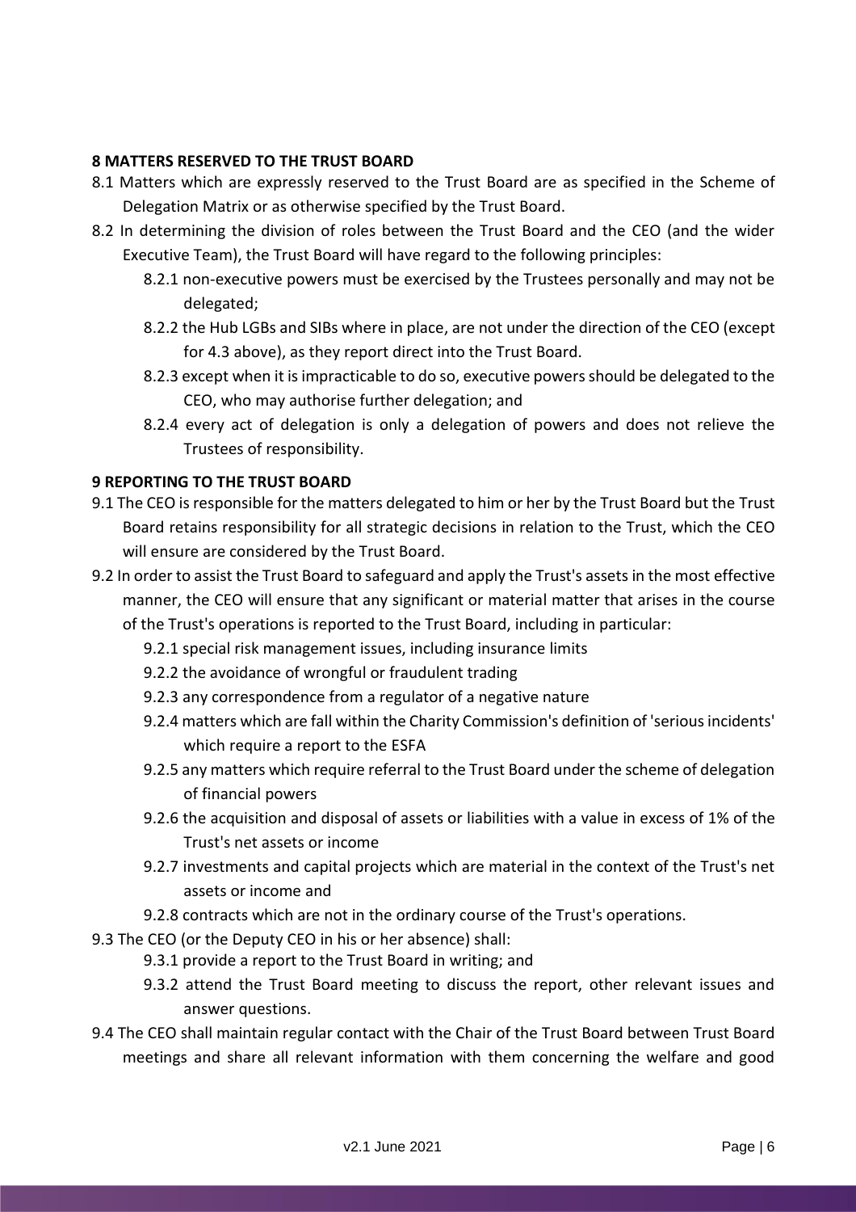## 8 MATTERS RESERVED TO THE TRUST BOARD

8.1 Matters which are expressly reserved to the Trust Board are as specified in the Scheme of Delegation Matrix or as otherwise specified by the Trust Board.

8.2 In determining the division of roles between the Trust Board and the CEO (and the wider Executive Team), the Trust Board will have regard to the following principles:

- 8.2.1 non-executive powers must be exercised by the Trustees personally and may not be delegated;
- 8.2.2 the Hub LGBs and SIBs where in place, are not under the direction of the CEO (except for 4.3 above), as they report direct into the Trust Board.
- 8.2.3 except when it is impracticable to do so, executive powers should be delegated to the CEO, who may authorise further delegation; and
- 8.2.4 every act of delegation is only a delegation of powers and does not relieve the Trustees of responsibility.

## 9 REPORTING TO THE TRUST BOARD

9.1 The CEO is responsible for the matters delegated to him or her by the Trust Board but the Trust Board retains responsibility for all strategic decisions in relation to the Trust, which the CEO will ensure are considered by the Trust Board.

9.2 In order to assist the Trust Board to safeguard and apply the Trust's assets in the most effective manner, the CEO will ensure that any significant or material matter that arises in the course of the Trust's operations is reported to the Trust Board, including in particular:

- 9.2.1 special risk management issues, including insurance limits
- 9.2.2 the avoidance of wrongful or fraudulent trading
- 9.2.3 any correspondence from a regulator of a negative nature
- 9.2.4 matters which are fall within the Charity Commission's definition of 'serious incidents' which require a report to the ESFA
- 9.2.5 any matters which require referral to the Trust Board under the scheme of delegation of financial powers
- 9.2.6 the acquisition and disposal of assets or liabilities with a value in excess of 1% of the Trust's net assets or income
- 9.2.7 investments and capital projects which are material in the context of the Trust's net assets or income and
- 9.2.8 contracts which are not in the ordinary course of the Trust's operations.

9.3 The CEO (or the Deputy CEO in his or her absence) shall:

- 9.3.1 provide a report to the Trust Board in writing; and
- 9.3.2 attend the Trust Board meeting to discuss the report, other relevant issues and answer questions.

9.4 The CEO shall maintain regular contact with the Chair of the Trust Board between Trust Board meetings and share all relevant information with them concerning the welfare and good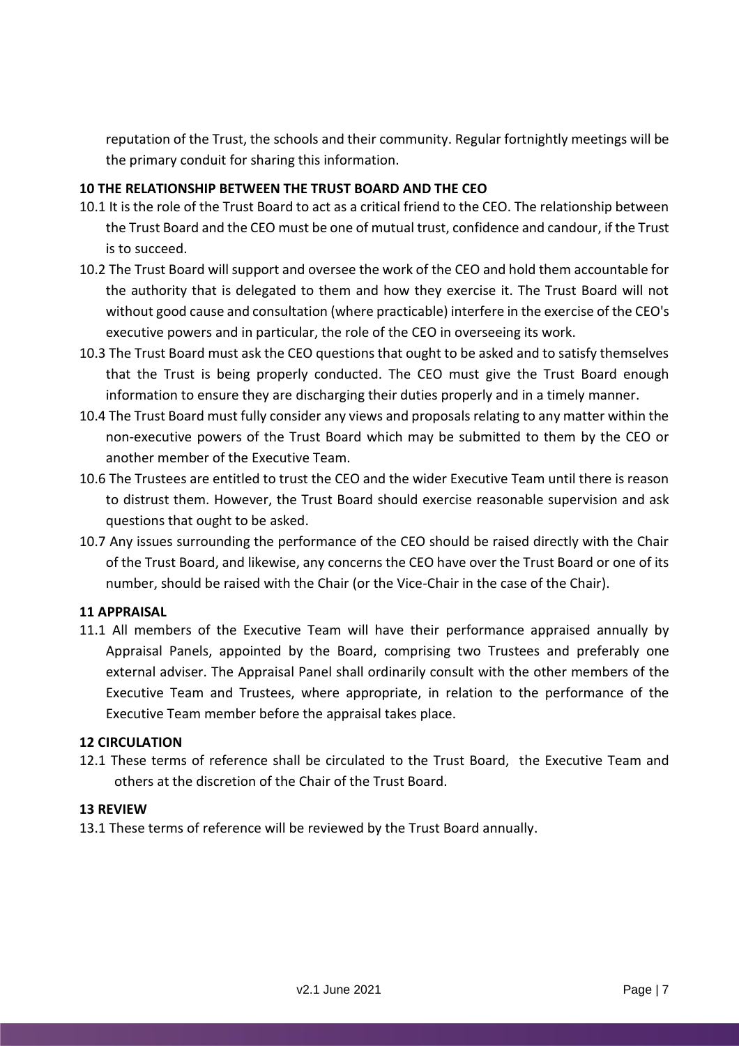reputation of the Trust, the schools and their community. Regular fortnightly meetings will be the primary conduit for sharing this information.

**10 THE RELATIONSHIP BETWEEN THE TRUST BOARD AND THE CEO**

10.1 It is the role of the Trust Board to act as a critical friend to the CEO. The relationship between the Trust Board and the CEO must be one of mutual trust, confidence and candour, if the Trust is to succeed.

10.2 The Trust Board will support and oversee the work of the CEO and hold them accountable for the authority that is delegated to them and how they exercise it. The Trust Board will not without good cause and consultation (where practicable) interfere in the exercise of the CEO's executive powers and in particular, the role of the CEO in overseeing its work.

10.3 The Trust Board must ask the CEO questions that ought to be asked and to satisfy themselves that the Trust is being properly conducted. The CEO must give the Trust Board enough information to ensure they are discharging their duties properly and in a timely manner.

10.4 The Trust Board must fully consider any views and proposals relating to any matter within the non-executive powers of the Trust Board which may be submitted to them by the CEO or another member of the Executive Team.

10.6 The Trustees are entitled to trust the CEO and the wider Executive Team until there is reason to distrust them. However, the Trust Board should exercise reasonable supervision and ask questions that ought to be asked.

10.7 Any issues surrounding the performance of the CEO should be raised directly with the Chair of the Trust Board, and likewise, any concerns the CEO have over the Trust Board or one of its number, should be raised with the Chair (or the Vice-Chair in the case of the Chair).

**11 APPRAISAL**

11.1 All members of the Executive Team will have their performance appraised annually by Appraisal Panels, appointed by the Board, comprising two Trustees and preferably one external adviser. The Appraisal Panel shall ordinarily consult with the other members of the Executive Team and Trustees, where appropriate, in relation to the performance of the Executive Team member before the appraisal takes place.

**12 CIRCULATION**

12.1 These terms of reference shall be circulated to the Trust Board, the Executive Team and others at the discretion of the Chair of the Trust Board.

**13 REVIEW**

13.1 These terms of reference will be reviewed by the Trust Board annually.